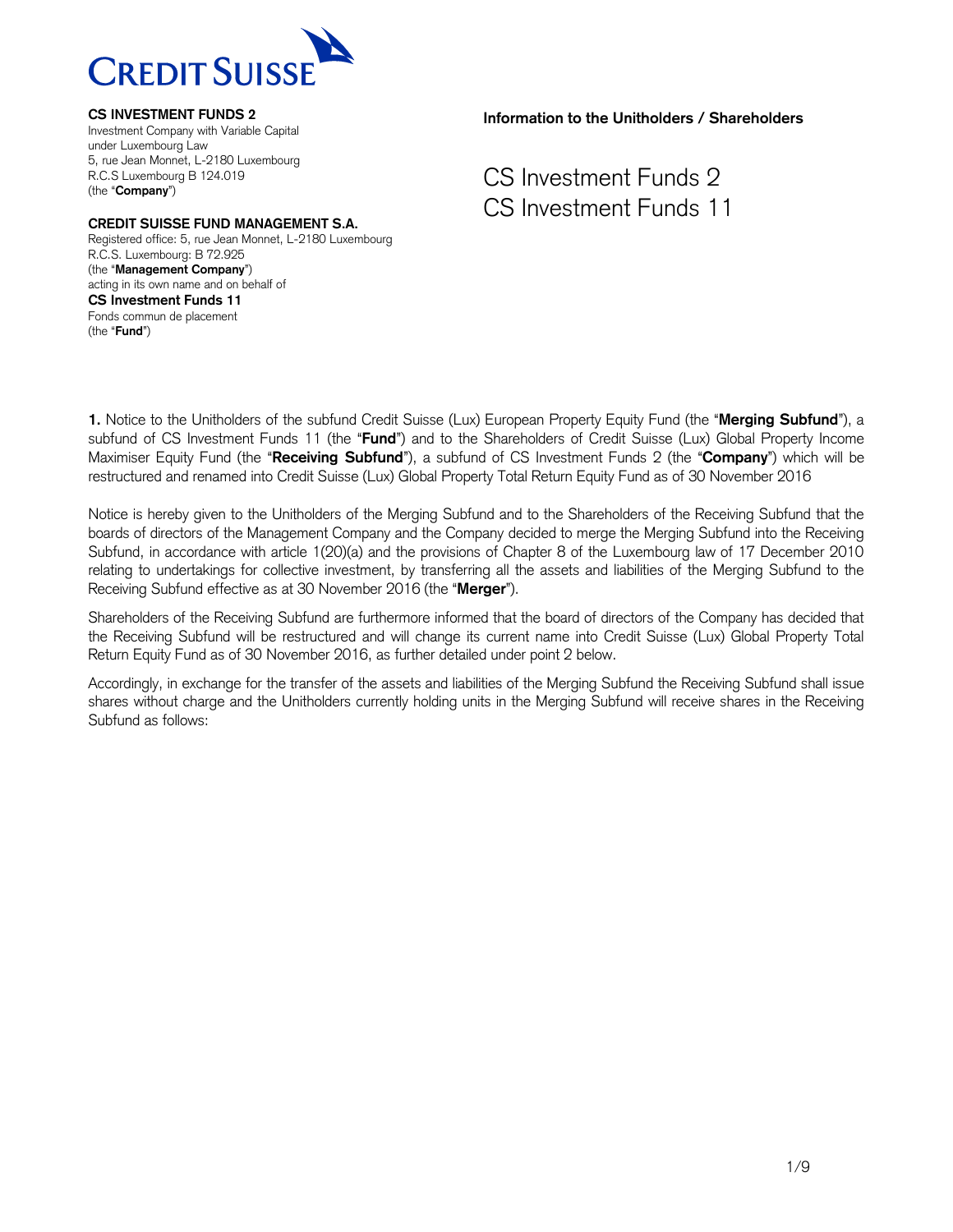**CS INVESTMENT FUNDS 2**
Investment Company with Variable Capital
under Luxembourg Law
5, rue Jean Monnet, L-2180 Luxembourg
R.C.S Luxembourg B 124.019
(the "**Company**")

**CREDIT SUISSE FUND MANAGEMENT S.A.**
Registered office: 5, rue Jean Monnet, L-2180 Luxembourg
R.C.S. Luxembourg: B 72.925
(the "**Management Company**")
acting in its own name and on behalf of
**CS Investment Funds 11**
Fonds commun de placement
(the "**Fund**")

**Information to the Unitholders / Shareholders**

# CS Investment Funds 2
# CS Investment Funds 11

**1.** Notice to the Unitholders of the subfund Credit Suisse (Lux) European Property Equity Fund (the "**Merging Subfund**"), a subfund of CS Investment Funds 11 (the "**Fund**") and to the Shareholders of Credit Suisse (Lux) Global Property Income Maximiser Equity Fund (the "**Receiving Subfund**"), a subfund of CS Investment Funds 2 (the "**Company**") which will be restructured and renamed into Credit Suisse (Lux) Global Property Total Return Equity Fund as of 30 November 2016

Notice is hereby given to the Unitholders of the Merging Subfund and to the Shareholders of the Receiving Subfund that the boards of directors of the Management Company and the Company decided to merge the Merging Subfund into the Receiving Subfund, in accordance with article 1(20)(a) and the provisions of Chapter 8 of the Luxembourg law of 17 December 2010 relating to undertakings for collective investment, by transferring all the assets and liabilities of the Merging Subfund to the Receiving Subfund effective as at 30 November 2016 (the "**Merger**").

Shareholders of the Receiving Subfund are furthermore informed that the board of directors of the Company has decided that the Receiving Subfund will be restructured and will change its current name into Credit Suisse (Lux) Global Property Total Return Equity Fund as of 30 November 2016, as further detailed under point 2 below.

Accordingly, in exchange for the transfer of the assets and liabilities of the Merging Subfund the Receiving Subfund shall issue shares without charge and the Unitholders currently holding units in the Merging Subfund will receive shares in the Receiving Subfund as follows: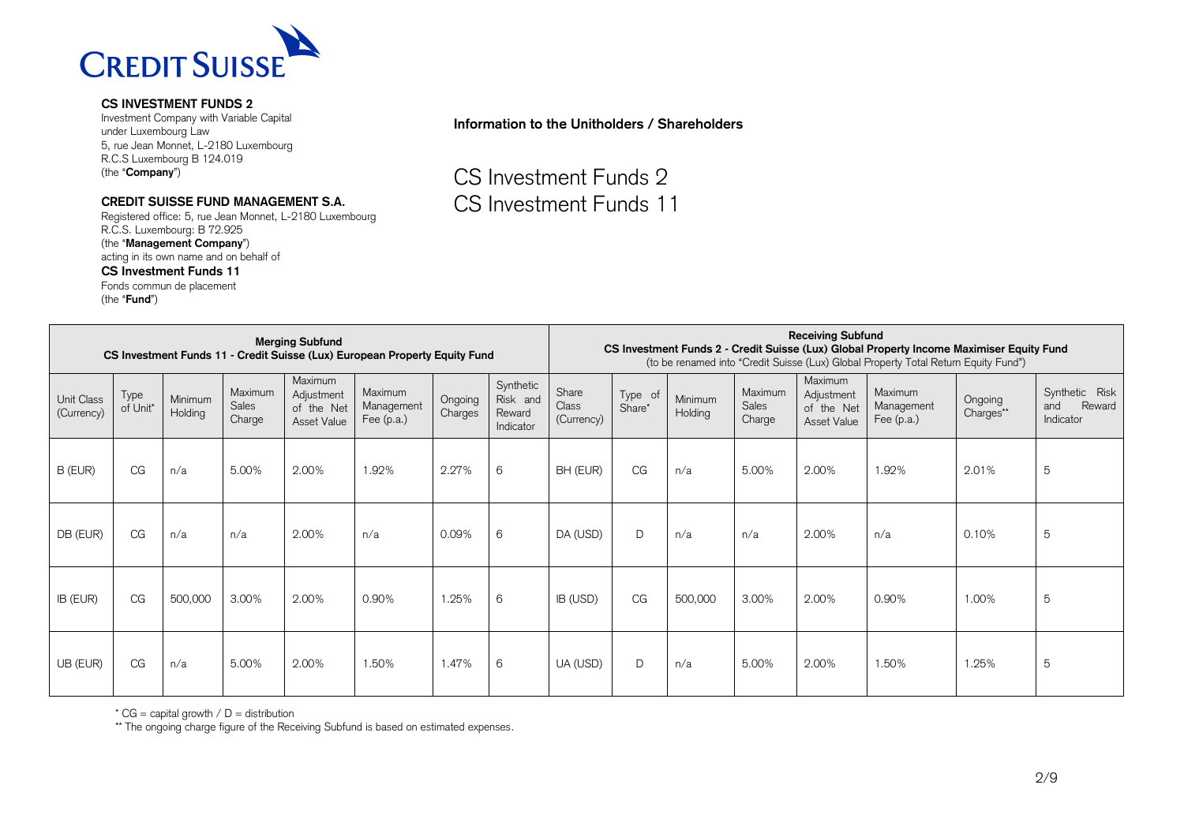CREDIT SUISSE

**CS INVESTMENT FUNDS 2**
Investment Company with Variable Capital
under Luxembourg Law
5, rue Jean Monnet, L-2180 Luxembourg
R.C.S Luxembourg B 124.019
(the "**Company**")

**CREDIT SUISSE FUND MANAGEMENT S.A.**
Registered office: 5, rue Jean Monnet, L-2180 Luxembourg
R.C.S. Luxembourg: B 72.925
(the "**Management Company**")
acting in its own name and on behalf of
**CS Investment Funds 11**
Fonds commun de placement
(the "**Fund**")

**Information to the Unitholders / Shareholders**

# CS Investment Funds 2
# CS Investment Funds 11

| **Merging Subfund** CS Investment Funds 11 - Credit Suisse (Lux) European Property Equity Fund | | | | | | | | **Receiving Subfund** CS Investment Funds 2 - Credit Suisse (Lux) Global Property Income Maximiser Equity Fund (to be renamed into "Credit Suisse (Lux) Global Property Total Return Equity Fund") | | | | | | | |
|---|---|---|---|---|---|---|---|---|---|---|---|---|---|---|---|
| Unit Class (Currency) | Type of Unit* | Minimum Holding | Maximum Sales Charge | Maximum Adjustment of the Net Asset Value | Maximum Management Fee (p.a.) | Ongoing Charges | Synthetic Risk and Reward Indicator | Share Class (Currency) | Type of Share* | Minimum Holding | Maximum Sales Charge | Maximum Adjustment of the Net Asset Value | Maximum Management Fee (p.a.) | Ongoing Charges** | Synthetic Risk and Reward Indicator |
| B (EUR) | CG | n/a | 5.00% | 2.00% | 1.92% | 2.27% | 6 | BH (EUR) | CG | n/a | 5.00% | 2.00% | 1.92% | 2.01% | 5 |
| DB (EUR) | CG | n/a | n/a | 2.00% | n/a | 0.09% | 6 | DA (USD) | D | n/a | n/a | 2.00% | n/a | 0.10% | 5 |
| IB (EUR) | CG | 500,000 | 3.00% | 2.00% | 0.90% | 1.25% | 6 | IB (USD) | CG | 500,000 | 3.00% | 2.00% | 0.90% | 1.00% | 5 |
| UB (EUR) | CG | n/a | 5.00% | 2.00% | 1.50% | 1.47% | 6 | UA (USD) | D | n/a | 5.00% | 2.00% | 1.50% | 1.25% | 5 |

* CG = capital growth / D = distribution

** The ongoing charge figure of the Receiving Subfund is based on estimated expenses.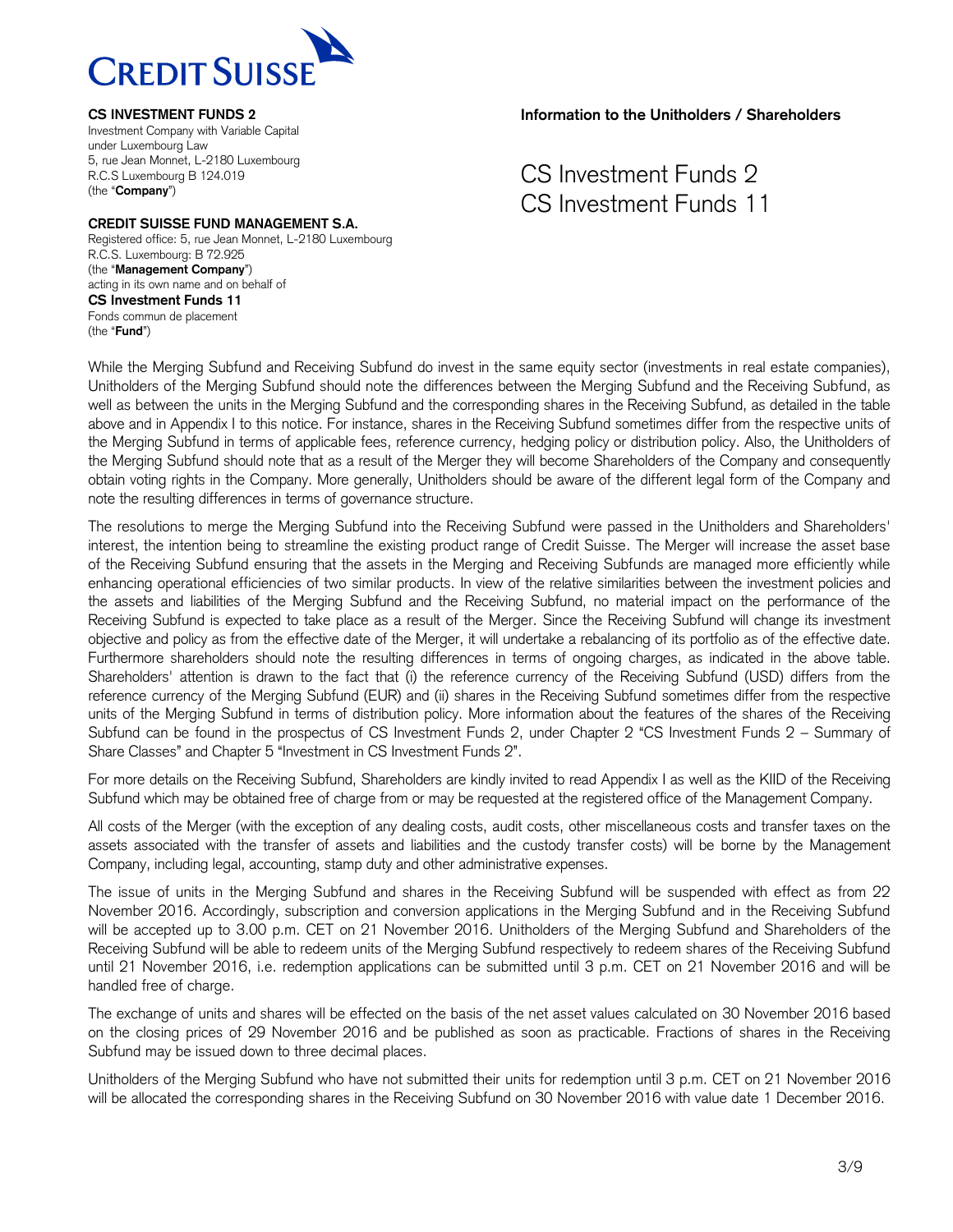**CS INVESTMENT FUNDS 2**
Investment Company with Variable Capital
under Luxembourg Law
5, rue Jean Monnet, L-2180 Luxembourg
R.C.S Luxembourg B 124.019
(the "**Company**")

**CREDIT SUISSE FUND MANAGEMENT S.A.**
Registered office: 5, rue Jean Monnet, L-2180 Luxembourg
R.C.S. Luxembourg: B 72.925
(the "**Management Company**")
acting in its own name and on behalf of
**CS Investment Funds 11**
Fonds commun de placement
(the "**Fund**")

**Information to the Unitholders / Shareholders**

CS Investment Funds 2
CS Investment Funds 11

While the Merging Subfund and Receiving Subfund do invest in the same equity sector (investments in real estate companies), Unitholders of the Merging Subfund should note the differences between the Merging Subfund and the Receiving Subfund, as well as between the units in the Merging Subfund and the corresponding shares in the Receiving Subfund, as detailed in the table above and in Appendix I to this notice. For instance, shares in the Receiving Subfund sometimes differ from the respective units of the Merging Subfund in terms of applicable fees, reference currency, hedging policy or distribution policy. Also, the Unitholders of the Merging Subfund should note that as a result of the Merger they will become Shareholders of the Company and consequently obtain voting rights in the Company. More generally, Unitholders should be aware of the different legal form of the Company and note the resulting differences in terms of governance structure.

The resolutions to merge the Merging Subfund into the Receiving Subfund were passed in the Unitholders and Shareholders' interest, the intention being to streamline the existing product range of Credit Suisse. The Merger will increase the asset base of the Receiving Subfund ensuring that the assets in the Merging and Receiving Subfunds are managed more efficiently while enhancing operational efficiencies of two similar products. In view of the relative similarities between the investment policies and the assets and liabilities of the Merging Subfund and the Receiving Subfund, no material impact on the performance of the Receiving Subfund is expected to take place as a result of the Merger. Since the Receiving Subfund will change its investment objective and policy as from the effective date of the Merger, it will undertake a rebalancing of its portfolio as of the effective date. Furthermore shareholders should note the resulting differences in terms of ongoing charges, as indicated in the above table. Shareholders' attention is drawn to the fact that (i) the reference currency of the Receiving Subfund (USD) differs from the reference currency of the Merging Subfund (EUR) and (ii) shares in the Receiving Subfund sometimes differ from the respective units of the Merging Subfund in terms of distribution policy. More information about the features of the shares of the Receiving Subfund can be found in the prospectus of CS Investment Funds 2, under Chapter 2 "CS Investment Funds 2 – Summary of Share Classes" and Chapter 5 "Investment in CS Investment Funds 2".

For more details on the Receiving Subfund, Shareholders are kindly invited to read Appendix I as well as the KIID of the Receiving Subfund which may be obtained free of charge from or may be requested at the registered office of the Management Company.

All costs of the Merger (with the exception of any dealing costs, audit costs, other miscellaneous costs and transfer taxes on the assets associated with the transfer of assets and liabilities and the custody transfer costs) will be borne by the Management Company, including legal, accounting, stamp duty and other administrative expenses.

The issue of units in the Merging Subfund and shares in the Receiving Subfund will be suspended with effect as from 22 November 2016. Accordingly, subscription and conversion applications in the Merging Subfund and in the Receiving Subfund will be accepted up to 3.00 p.m. CET on 21 November 2016. Unitholders of the Merging Subfund and Shareholders of the Receiving Subfund will be able to redeem units of the Merging Subfund respectively to redeem shares of the Receiving Subfund until 21 November 2016, i.e. redemption applications can be submitted until 3 p.m. CET on 21 November 2016 and will be handled free of charge.

The exchange of units and shares will be effected on the basis of the net asset values calculated on 30 November 2016 based on the closing prices of 29 November 2016 and be published as soon as practicable. Fractions of shares in the Receiving Subfund may be issued down to three decimal places.

Unitholders of the Merging Subfund who have not submitted their units for redemption until 3 p.m. CET on 21 November 2016 will be allocated the corresponding shares in the Receiving Subfund on 30 November 2016 with value date 1 December 2016.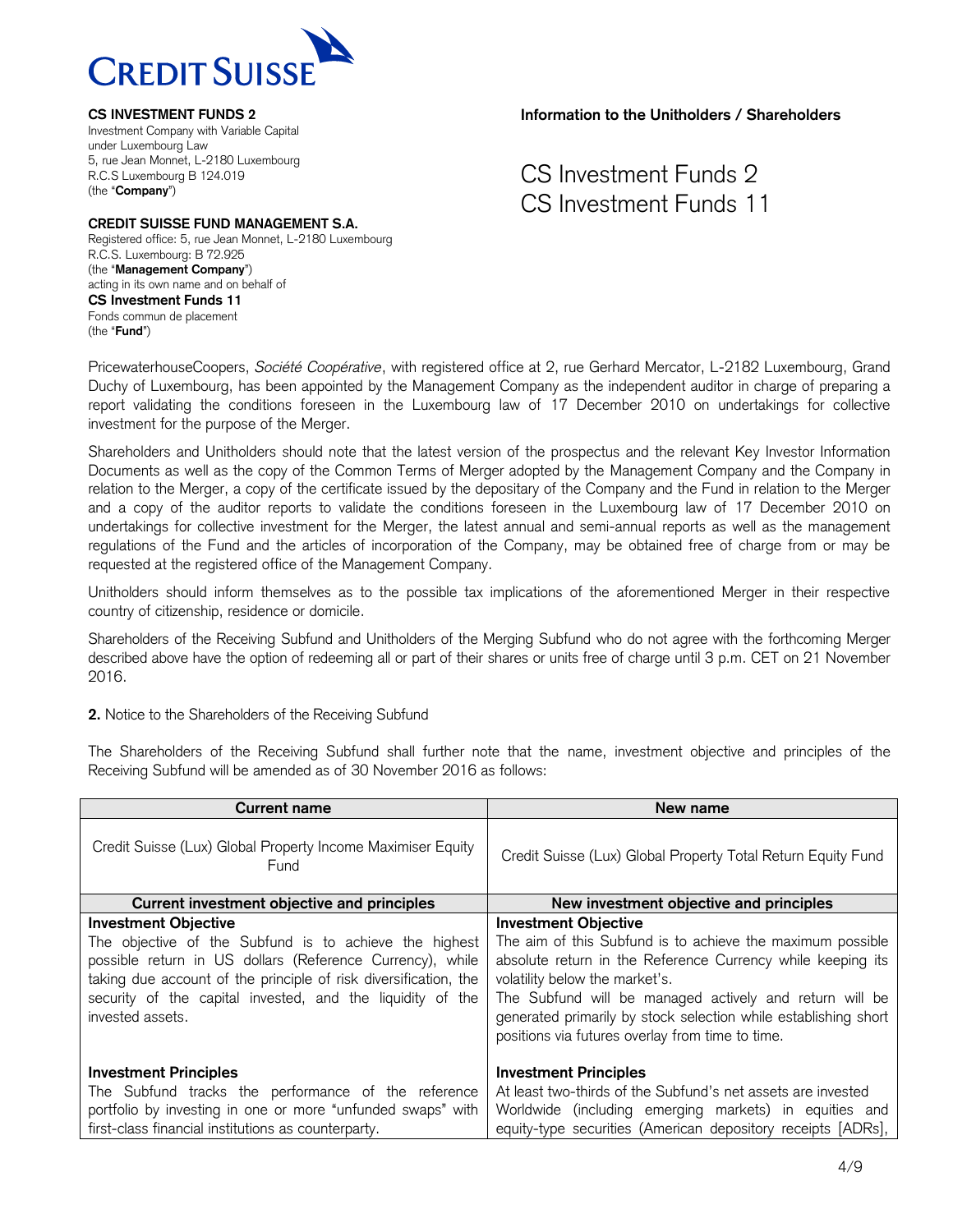**CS INVESTMENT FUNDS 2**
Investment Company with Variable Capital
under Luxembourg Law
5, rue Jean Monnet, L-2180 Luxembourg
R.C.S Luxembourg B 124.019
(the "**Company**")

**CREDIT SUISSE FUND MANAGEMENT S.A.**
Registered office: 5, rue Jean Monnet, L-2180 Luxembourg
R.C.S. Luxembourg: B 72.925
(the "**Management Company**")
acting in its own name and on behalf of
**CS Investment Funds 11**
Fonds commun de placement
(the "**Fund**")

**Information to the Unitholders / Shareholders**

# CS Investment Funds 2
# CS Investment Funds 11

PricewaterhouseCoopers, *Société Coopérative*, with registered office at 2, rue Gerhard Mercator, L-2182 Luxembourg, Grand Duchy of Luxembourg, has been appointed by the Management Company as the independent auditor in charge of preparing a report validating the conditions foreseen in the Luxembourg law of 17 December 2010 on undertakings for collective investment for the purpose of the Merger.

Shareholders and Unitholders should note that the latest version of the prospectus and the relevant Key Investor Information Documents as well as the copy of the Common Terms of Merger adopted by the Management Company and the Company in relation to the Merger, a copy of the certificate issued by the depositary of the Company and the Fund in relation to the Merger and a copy of the auditor reports to validate the conditions foreseen in the Luxembourg law of 17 December 2010 on undertakings for collective investment for the Merger, the latest annual and semi-annual reports as well as the management regulations of the Fund and the articles of incorporation of the Company, may be obtained free of charge from or may be requested at the registered office of the Management Company.

Unitholders should inform themselves as to the possible tax implications of the aforementioned Merger in their respective country of citizenship, residence or domicile.

Shareholders of the Receiving Subfund and Unitholders of the Merging Subfund who do not agree with the forthcoming Merger described above have the option of redeeming all or part of their shares or units free of charge until 3 p.m. CET on 21 November 2016.

**2.** Notice to the Shareholders of the Receiving Subfund

The Shareholders of the Receiving Subfund shall further note that the name, investment objective and principles of the Receiving Subfund will be amended as of 30 November 2016 as follows:

| Current name | New name |
|---|---|
| Credit Suisse (Lux) Global Property Income Maximiser Equity Fund | Credit Suisse (Lux) Global Property Total Return Equity Fund |
| **Current investment objective and principles** | **New investment objective and principles** |
| **Investment Objective**<br>The objective of the Subfund is to achieve the highest possible return in US dollars (Reference Currency), while taking due account of the principle of risk diversification, the security of the capital invested, and the liquidity of the invested assets. | **Investment Objective**<br>The aim of this Subfund is to achieve the maximum possible absolute return in the Reference Currency while keeping its volatility below the market's.<br>The Subfund will be managed actively and return will be generated primarily by stock selection while establishing short positions via futures overlay from time to time. |
| **Investment Principles**<br>The Subfund tracks the performance of the reference portfolio by investing in one or more "unfunded swaps" with first-class financial institutions as counterparty. | **Investment Principles**<br>At least two-thirds of the Subfund's net assets are invested Worldwide (including emerging markets) in equities and equity-type securities (American depository receipts [ADRs], |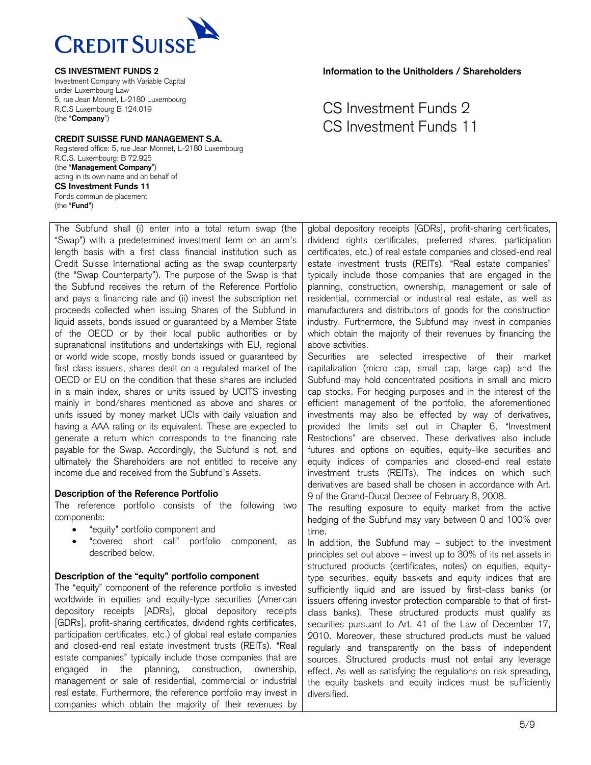**CS INVESTMENT FUNDS 2**
Investment Company with Variable Capital
under Luxembourg Law
5, rue Jean Monnet, L-2180 Luxembourg
R.C.S Luxembourg B 124.019
(the "**Company**")

**CREDIT SUISSE FUND MANAGEMENT S.A.**
Registered office: 5, rue Jean Monnet, L-2180 Luxembourg
R.C.S. Luxembourg: B 72.925
(the "**Management Company**")
acting in its own name and on behalf of
**CS Investment Funds 11**
Fonds commun de placement
(the "**Fund**")

**Information to the Unitholders / Shareholders**

# CS Investment Funds 2
# CS Investment Funds 11

The Subfund shall (i) enter into a total return swap (the "Swap") with a predetermined investment term on an arm's length basis with a first class financial institution such as Credit Suisse International acting as the swap counterparty (the "Swap Counterparty"). The purpose of the Swap is that the Subfund receives the return of the Reference Portfolio and pays a financing rate and (ii) invest the subscription net proceeds collected when issuing Shares of the Subfund in liquid assets, bonds issued or guaranteed by a Member State of the OECD or by their local public authorities or by supranational institutions and undertakings with EU, regional or world wide scope, mostly bonds issued or guaranteed by first class issuers, shares dealt on a regulated market of the OECD or EU on the condition that these shares are included in a main index, shares or units issued by UCITS investing mainly in bond/shares mentioned as above and shares or units issued by money market UCIs with daily valuation and having a AAA rating or its equivalent. These are expected to generate a return which corresponds to the financing rate payable for the Swap. Accordingly, the Subfund is not, and ultimately the Shareholders are not entitled to receive any income due and received from the Subfund's Assets.

**Description of the Reference Portfolio**

The reference portfolio consists of the following two components:

- "equity" portfolio component and
- "covered short call" portfolio component, as described below.

**Description of the "equity" portfolio component**

The "equity" component of the reference portfolio is invested worldwide in equities and equity-type securities (American depository receipts [ADRs], global depository receipts [GDRs], profit-sharing certificates, dividend rights certificates, participation certificates, etc.) of global real estate companies and closed-end real estate investment trusts (REITs). "Real estate companies" typically include those companies that are engaged in the planning, construction, ownership, management or sale of residential, commercial or industrial real estate. Furthermore, the reference portfolio may invest in companies which obtain the majority of their revenues by global depository receipts [GDRs], profit-sharing certificates, dividend rights certificates, preferred shares, participation certificates, etc.) of real estate companies and closed-end real estate investment trusts (REITs). "Real estate companies" typically include those companies that are engaged in the planning, construction, ownership, management or sale of residential, commercial or industrial real estate, as well as manufacturers and distributors of goods for the construction industry. Furthermore, the Subfund may invest in companies which obtain the majority of their revenues by financing the above activities.

Securities are selected irrespective of their market capitalization (micro cap, small cap, large cap) and the Subfund may hold concentrated positions in small and micro cap stocks. For hedging purposes and in the interest of the efficient management of the portfolio, the aforementioned investments may also be effected by way of derivatives, provided the limits set out in Chapter 6, "Investment Restrictions" are observed. These derivatives also include futures and options on equities, equity-like securities and equity indices of companies and closed-end real estate investment trusts (REITs). The indices on which such derivatives are based shall be chosen in accordance with Art. 9 of the Grand-Ducal Decree of February 8, 2008.

The resulting exposure to equity market from the active hedging of the Subfund may vary between 0 and 100% over time.

In addition, the Subfund may – subject to the investment principles set out above – invest up to 30% of its net assets in structured products (certificates, notes) on equities, equity-type securities, equity baskets and equity indices that are sufficiently liquid and are issued by first-class banks (or issuers offering investor protection comparable to that of first-class banks). These structured products must qualify as securities pursuant to Art. 41 of the Law of December 17, 2010. Moreover, these structured products must be valued regularly and transparently on the basis of independent sources. Structured products must not entail any leverage effect. As well as satisfying the regulations on risk spreading, the equity baskets and equity indices must be sufficiently diversified.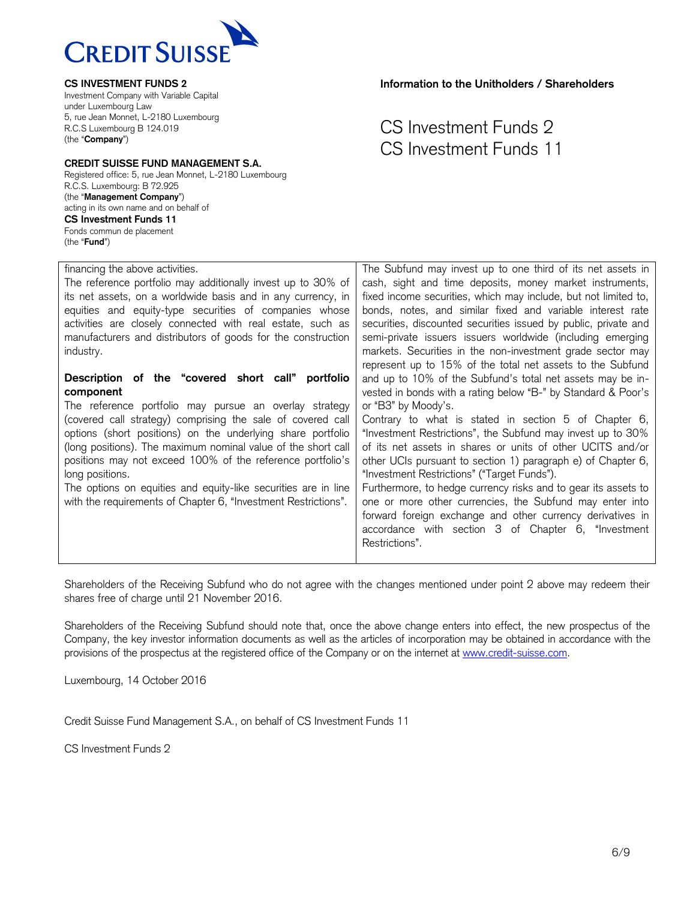**CS INVESTMENT FUNDS 2**
Investment Company with Variable Capital
under Luxembourg Law
5, rue Jean Monnet, L-2180 Luxembourg
R.C.S Luxembourg B 124.019
(the "**Company**")

**CREDIT SUISSE FUND MANAGEMENT S.A.**
Registered office: 5, rue Jean Monnet, L-2180 Luxembourg
R.C.S. Luxembourg: B 72.925
(the "**Management Company**")
acting in its own name and on behalf of
**CS Investment Funds 11**
Fonds commun de placement
(the "**Fund**")

**Information to the Unitholders / Shareholders**

# CS Investment Funds 2
# CS Investment Funds 11

| | |
|---|---|
| financing the above activities.<br>The reference portfolio may additionally invest up to 30% of its net assets, on a worldwide basis and in any currency, in equities and equity-type securities of companies whose activities are closely connected with real estate, such as manufacturers and distributors of goods for the construction industry.<br><br>**Description of the "covered short call" portfolio component**<br>The reference portfolio may pursue an overlay strategy (covered call strategy) comprising the sale of covered call options (short positions) on the underlying share portfolio (long positions). The maximum nominal value of the short call positions may not exceed 100% of the reference portfolio's long positions.<br>The options on equities and equity-like securities are in line with the requirements of Chapter 6, "Investment Restrictions". | The Subfund may invest up to one third of its net assets in cash, sight and time deposits, money market instruments, fixed income securities, which may include, but not limited to, bonds, notes, and similar fixed and variable interest rate securities, discounted securities issued by public, private and semi-private issuers issuers worldwide (including emerging markets. Securities in the non-investment grade sector may represent up to 15% of the total net assets to the Subfund and up to 10% of the Subfund's total net assets may be invested in bonds with a rating below "B-" by Standard & Poor's or "B3" by Moody's.<br>Contrary to what is stated in section 5 of Chapter 6, "Investment Restrictions", the Subfund may invest up to 30% of its net assets in shares or units of other UCITS and/or other UCIs pursuant to section 1) paragraph e) of Chapter 6, "Investment Restrictions" ("Target Funds").<br>Furthermore, to hedge currency risks and to gear its assets to one or more other currencies, the Subfund may enter into forward foreign exchange and other currency derivatives in accordance with section 3 of Chapter 6, "Investment Restrictions". |

Shareholders of the Receiving Subfund who do not agree with the changes mentioned under point 2 above may redeem their shares free of charge until 21 November 2016.

Shareholders of the Receiving Subfund should note that, once the above change enters into effect, the new prospectus of the Company, the key investor information documents as well as the articles of incorporation may be obtained in accordance with the provisions of the prospectus at the registered office of the Company or on the internet at www.credit-suisse.com.

Luxembourg, 14 October 2016

Credit Suisse Fund Management S.A., on behalf of CS Investment Funds 11

CS Investment Funds 2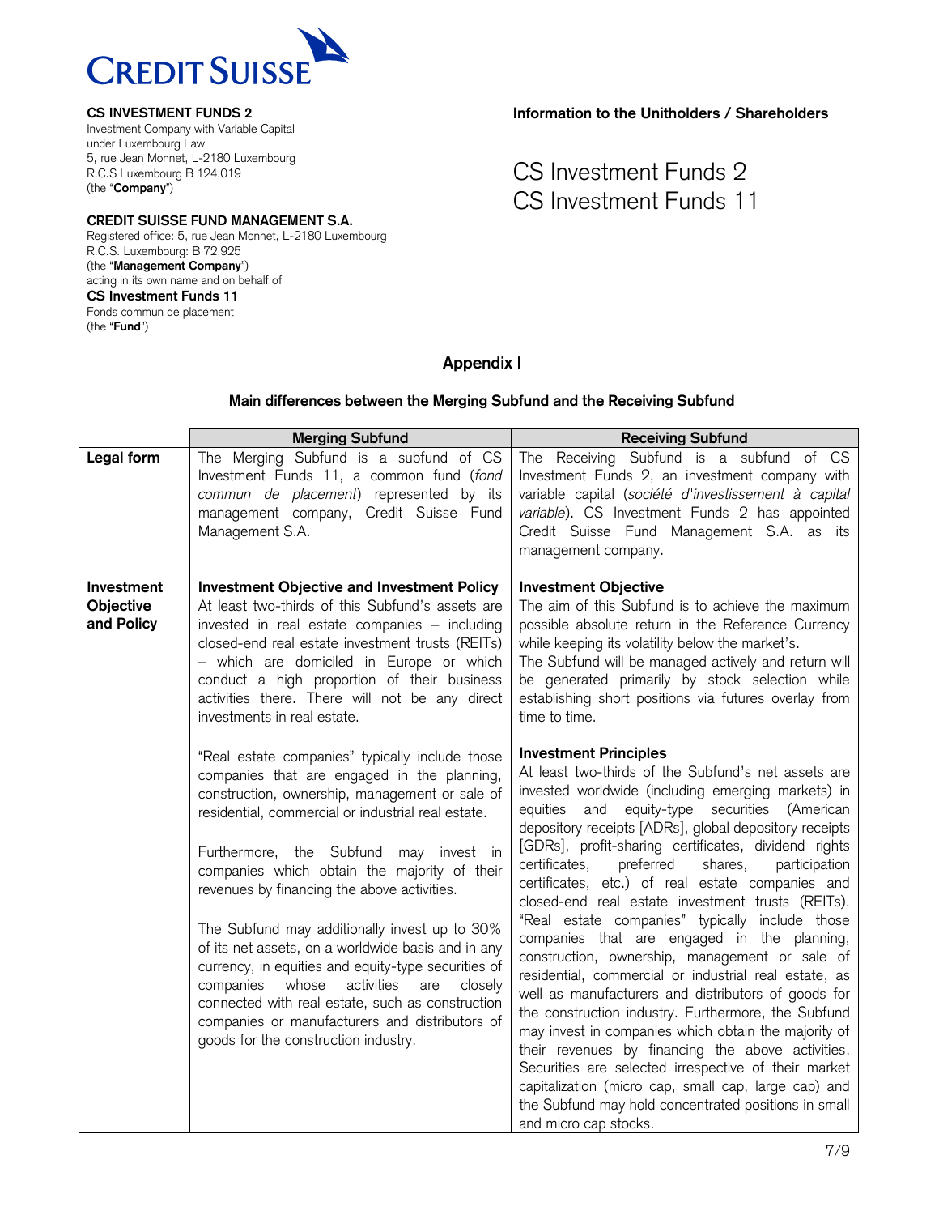**CS INVESTMENT FUNDS 2**
Investment Company with Variable Capital
under Luxembourg Law
5, rue Jean Monnet, L-2180 Luxembourg
R.C.S Luxembourg B 124.019
(the "**Company**")

**CREDIT SUISSE FUND MANAGEMENT S.A.**
Registered office: 5, rue Jean Monnet, L-2180 Luxembourg
R.C.S. Luxembourg: B 72.925
(the "**Management Company**")
acting in its own name and on behalf of
**CS Investment Funds 11**
Fonds commun de placement
(the "**Fund**")

**Information to the Unitholders / Shareholders**

CS Investment Funds 2
CS Investment Funds 11

## Appendix I

### Main differences between the Merging Subfund and the Receiving Subfund

| | **Merging Subfund** | **Receiving Subfund** |
|---|---|---|
| **Legal form** | The Merging Subfund is a subfund of CS Investment Funds 11, a common fund (*fond commun de placement*) represented by its management company, Credit Suisse Fund Management S.A. | The Receiving Subfund is a subfund of CS Investment Funds 2, an investment company with variable capital (*société d'investissement à capital variable*). CS Investment Funds 2 has appointed Credit Suisse Fund Management S.A. as its management company. |
| **Investment Objective and Policy** | **Investment Objective and Investment Policy**<br>At least two-thirds of this Subfund's assets are invested in real estate companies – including closed-end real estate investment trusts (REITs) – which are domiciled in Europe or which conduct a high proportion of their business activities there. There will not be any direct investments in real estate.<br><br>"Real estate companies" typically include those companies that are engaged in the planning, construction, ownership, management or sale of residential, commercial or industrial real estate.<br><br>Furthermore, the Subfund may invest in companies which obtain the majority of their revenues by financing the above activities.<br><br>The Subfund may additionally invest up to 30% of its net assets, on a worldwide basis and in any currency, in equities and equity-type securities of companies whose activities are closely connected with real estate, such as construction companies or manufacturers and distributors of goods for the construction industry. | **Investment Objective**<br>The aim of this Subfund is to achieve the maximum possible absolute return in the Reference Currency while keeping its volatility below the market's.<br>The Subfund will be managed actively and return will be generated primarily by stock selection while establishing short positions via futures overlay from time to time.<br><br>**Investment Principles**<br>At least two-thirds of the Subfund's net assets are invested worldwide (including emerging markets) in equities and equity-type securities (American depository receipts [ADRs], global depository receipts [GDRs], profit-sharing certificates, dividend rights certificates, preferred shares, participation certificates, etc.) of real estate companies and closed-end real estate investment trusts (REITs). "Real estate companies" typically include those companies that are engaged in the planning, construction, ownership, management or sale of residential, commercial or industrial real estate, as well as manufacturers and distributors of goods for the construction industry. Furthermore, the Subfund may invest in companies which obtain the majority of their revenues by financing the above activities. Securities are selected irrespective of their market capitalization (micro cap, small cap, large cap) and the Subfund may hold concentrated positions in small and micro cap stocks. |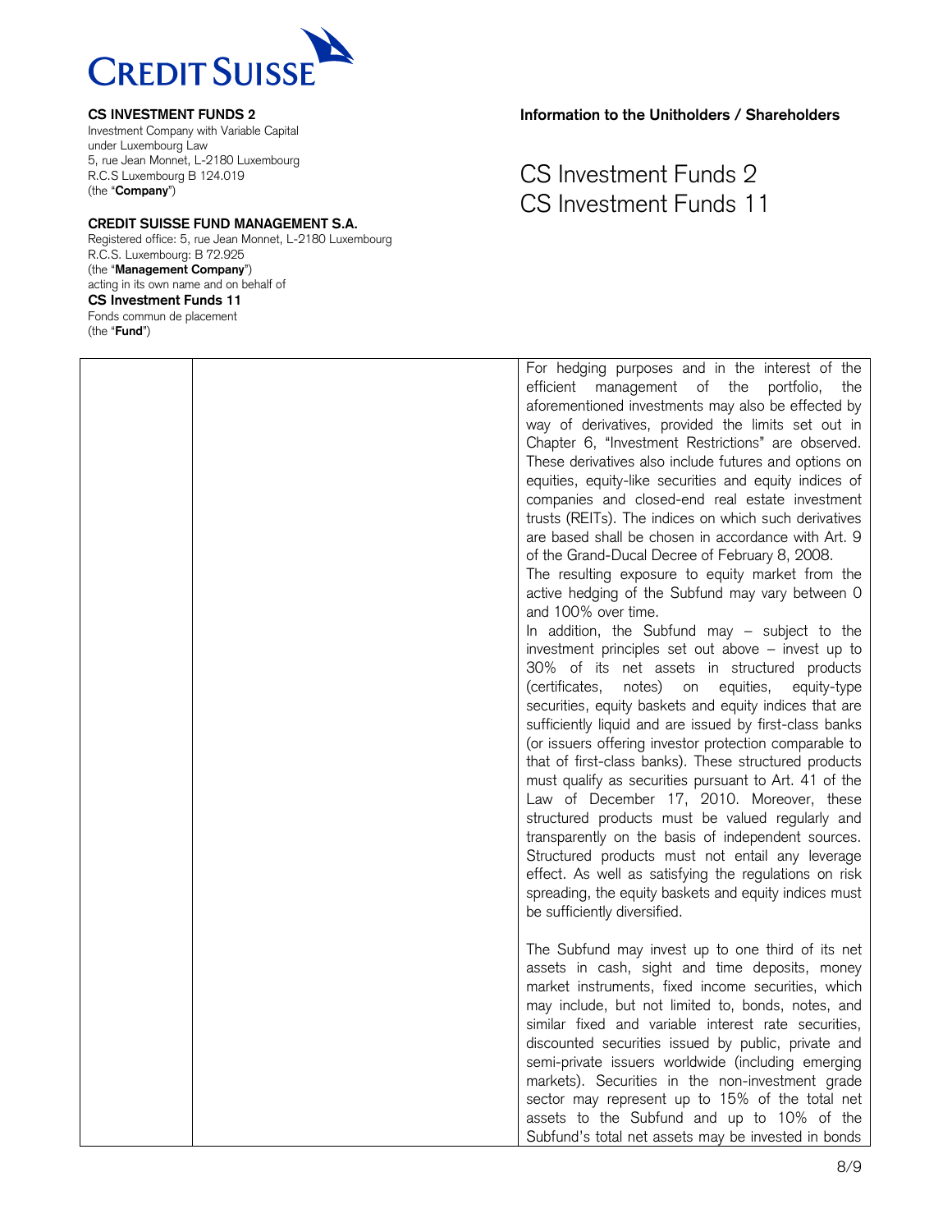**CS INVESTMENT FUNDS 2**
Investment Company with Variable Capital
under Luxembourg Law
5, rue Jean Monnet, L-2180 Luxembourg
R.C.S Luxembourg B 124.019
(the "**Company**")

**CREDIT SUISSE FUND MANAGEMENT S.A.**
Registered office: 5, rue Jean Monnet, L-2180 Luxembourg
R.C.S. Luxembourg: B 72.925
(the "**Management Company**")
acting in its own name and on behalf of
**CS Investment Funds 11**
Fonds commun de placement
(the "**Fund**")

**Information to the Unitholders / Shareholders**

# CS Investment Funds 2
# CS Investment Funds 11

| | | |
|---|---|---|
| | | For hedging purposes and in the interest of the efficient management of the portfolio, the aforementioned investments may also be effected by way of derivatives, provided the limits set out in Chapter 6, "Investment Restrictions" are observed. These derivatives also include futures and options on equities, equity-like securities and equity indices of companies and closed-end real estate investment trusts (REITs). The indices on which such derivatives are based shall be chosen in accordance with Art. 9 of the Grand-Ducal Decree of February 8, 2008.<br>The resulting exposure to equity market from the active hedging of the Subfund may vary between 0 and 100% over time.<br>In addition, the Subfund may – subject to the investment principles set out above – invest up to 30% of its net assets in structured products (certificates, notes) on equities, equity-type securities, equity baskets and equity indices that are sufficiently liquid and are issued by first-class banks (or issuers offering investor protection comparable to that of first-class banks). These structured products must qualify as securities pursuant to Art. 41 of the Law of December 17, 2010. Moreover, these structured products must be valued regularly and transparently on the basis of independent sources. Structured products must not entail any leverage effect. As well as satisfying the regulations on risk spreading, the equity baskets and equity indices must be sufficiently diversified.<br><br>The Subfund may invest up to one third of its net assets in cash, sight and time deposits, money market instruments, fixed income securities, which may include, but not limited to, bonds, notes, and similar fixed and variable interest rate securities, discounted securities issued by public, private and semi-private issuers worldwide (including emerging markets). Securities in the non-investment grade sector may represent up to 15% of the total net assets to the Subfund and up to 10% of the Subfund's total net assets may be invested in bonds |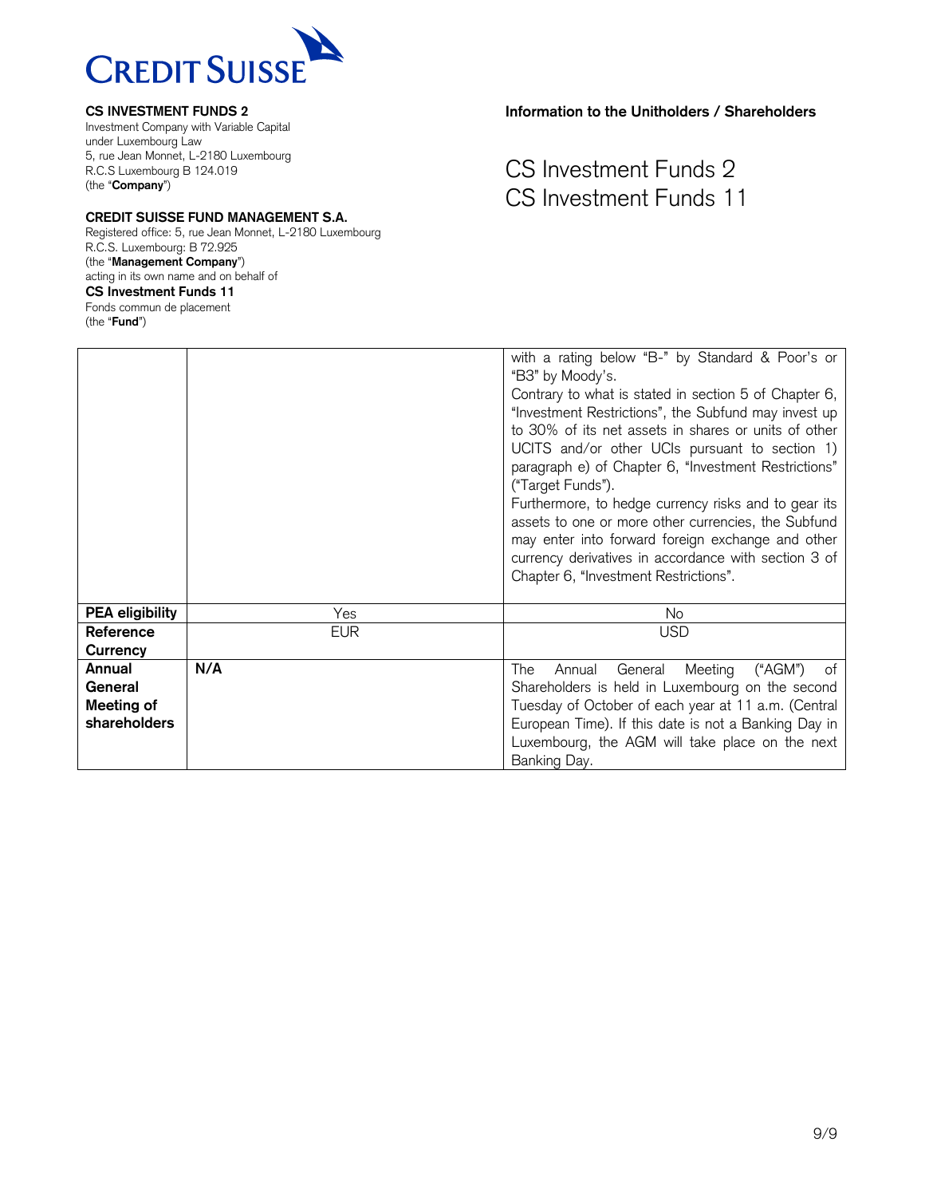**CS INVESTMENT FUNDS 2**
Investment Company with Variable Capital
under Luxembourg Law
5, rue Jean Monnet, L-2180 Luxembourg
R.C.S Luxembourg B 124.019
(the "**Company**")

**CREDIT SUISSE FUND MANAGEMENT S.A.**
Registered office: 5, rue Jean Monnet, L-2180 Luxembourg
R.C.S. Luxembourg: B 72.925
(the "**Management Company**")
acting in its own name and on behalf of
**CS Investment Funds 11**
Fonds commun de placement
(the "**Fund**")

**Information to the Unitholders / Shareholders**

# CS Investment Funds 2
# CS Investment Funds 11

| | | |
|---|---|---|
| | | with a rating below "B-" by Standard & Poor's or "B3" by Moody's.<br>Contrary to what is stated in section 5 of Chapter 6, "Investment Restrictions", the Subfund may invest up to 30% of its net assets in shares or units of other UCITS and/or other UCIs pursuant to section 1) paragraph e) of Chapter 6, "Investment Restrictions" ("Target Funds").<br>Furthermore, to hedge currency risks and to gear its assets to one or more other currencies, the Subfund may enter into forward foreign exchange and other currency derivatives in accordance with section 3 of Chapter 6, "Investment Restrictions". |
| **PEA eligibility** | Yes | No |
| **Reference Currency** | EUR | USD |
| **Annual General Meeting of shareholders** | N/A | The Annual General Meeting ("AGM") of Shareholders is held in Luxembourg on the second Tuesday of October of each year at 11 a.m. (Central European Time). If this date is not a Banking Day in Luxembourg, the AGM will take place on the next Banking Day. |